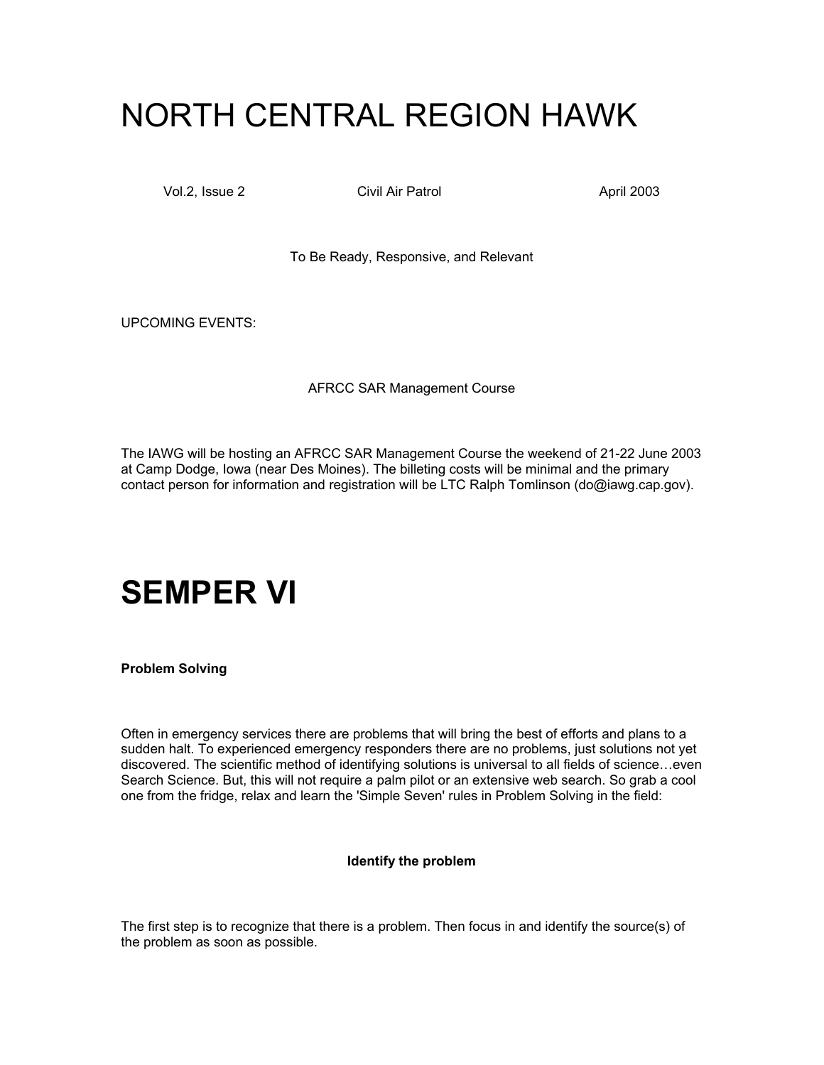# NORTH CENTRAL REGION HAWK

Vol.2, Issue 2 Civil Air Patrol April 2003

To Be Ready, Responsive, and Relevant

UPCOMING EVENTS:

AFRCC SAR Management Course

The IAWG will be hosting an AFRCC SAR Management Course the weekend of 21-22 June 2003 at Camp Dodge, Iowa (near Des Moines). The billeting costs will be minimal and the primary contact person for information and registration will be LTC Ralph Tomlinson (do@iawg.cap.gov).

# SEMPER VI

**Problem Solving**

Often in emergency services there are problems that will bring the best of efforts and plans to a sudden halt. To experienced emergency responders there are no problems, just solutions not yet discovered. The scientific method of identifying solutions is universal to all fields of science…even Search Science. But, this will not require a palm pilot or an extensive web search. So grab a cool one from the fridge, relax and learn the 'Simple Seven' rules in Problem Solving in the field:

**Identify the problem**

The first step is to recognize that there is a problem. Then focus in and identify the source(s) of the problem as soon as possible.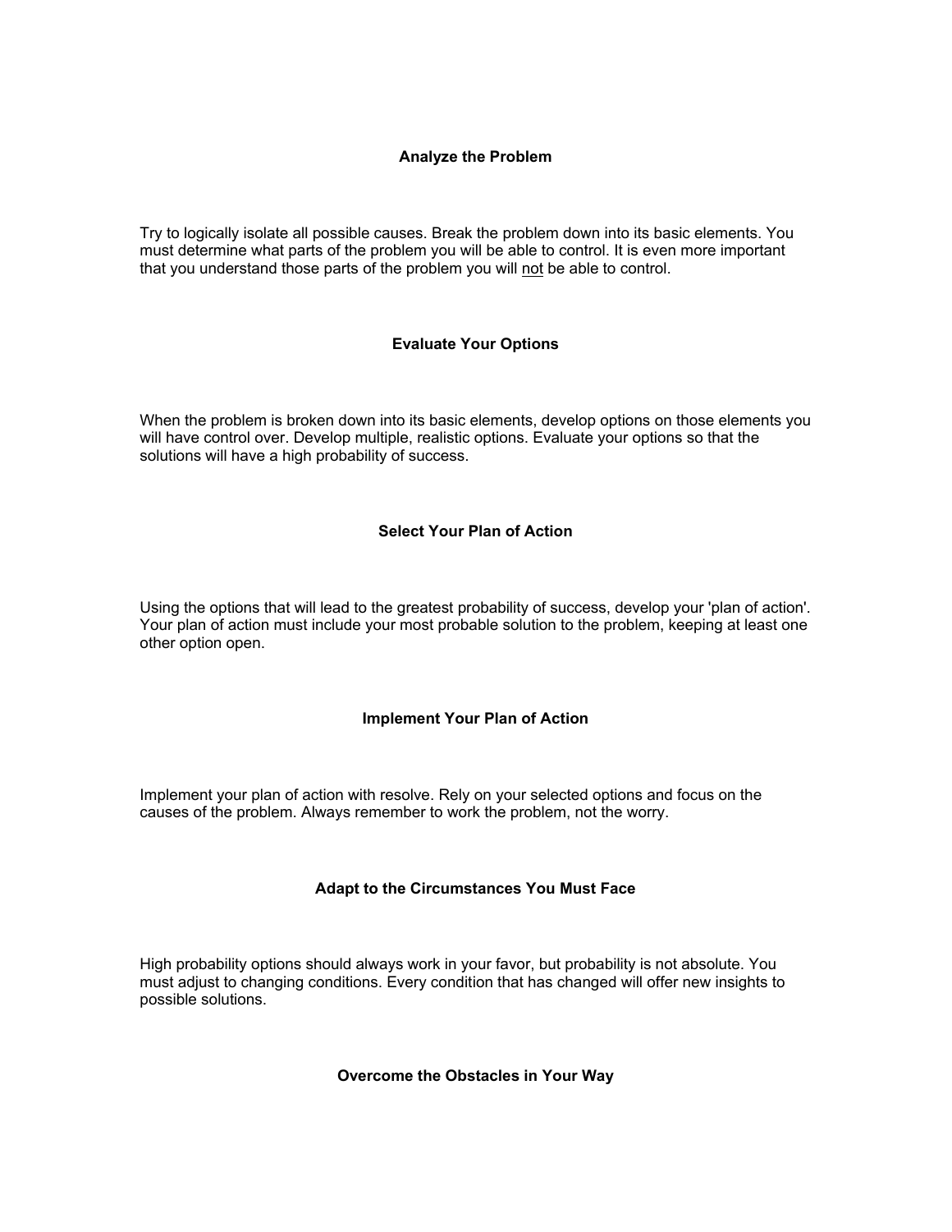## Analyze the Problem

Try to logically isolate all possible causes. Break the problem down into its basic elements. You must determine what parts of the problem you will be able to control. It is even more important that you understand those parts of the problem you will <u>not</u> be able to control.

## Evaluate Your Options

When the problem is broken down into its basic elements, develop options on those elements you will have control over. Develop multiple, realistic options. Evaluate your options so that the solutions will have a high probability of success.

## Select Your Plan of Action

Using the options that will lead to the greatest probability of success, develop your 'plan of action'. Your plan of action must include your most probable solution to the problem, keeping at least one other option open.

## Implement Your Plan of Action

Implement your plan of action with resolve. Rely on your selected options and focus on the causes of the problem. Always remember to work the problem, not the worry.

## Adapt to the Circumstances You Must Face

High probability options should always work in your favor, but probability is not absolute. You must adjust to changing conditions. Every condition that has changed will offer new insights to possible solutions.

## Overcome the Obstacles in Your Way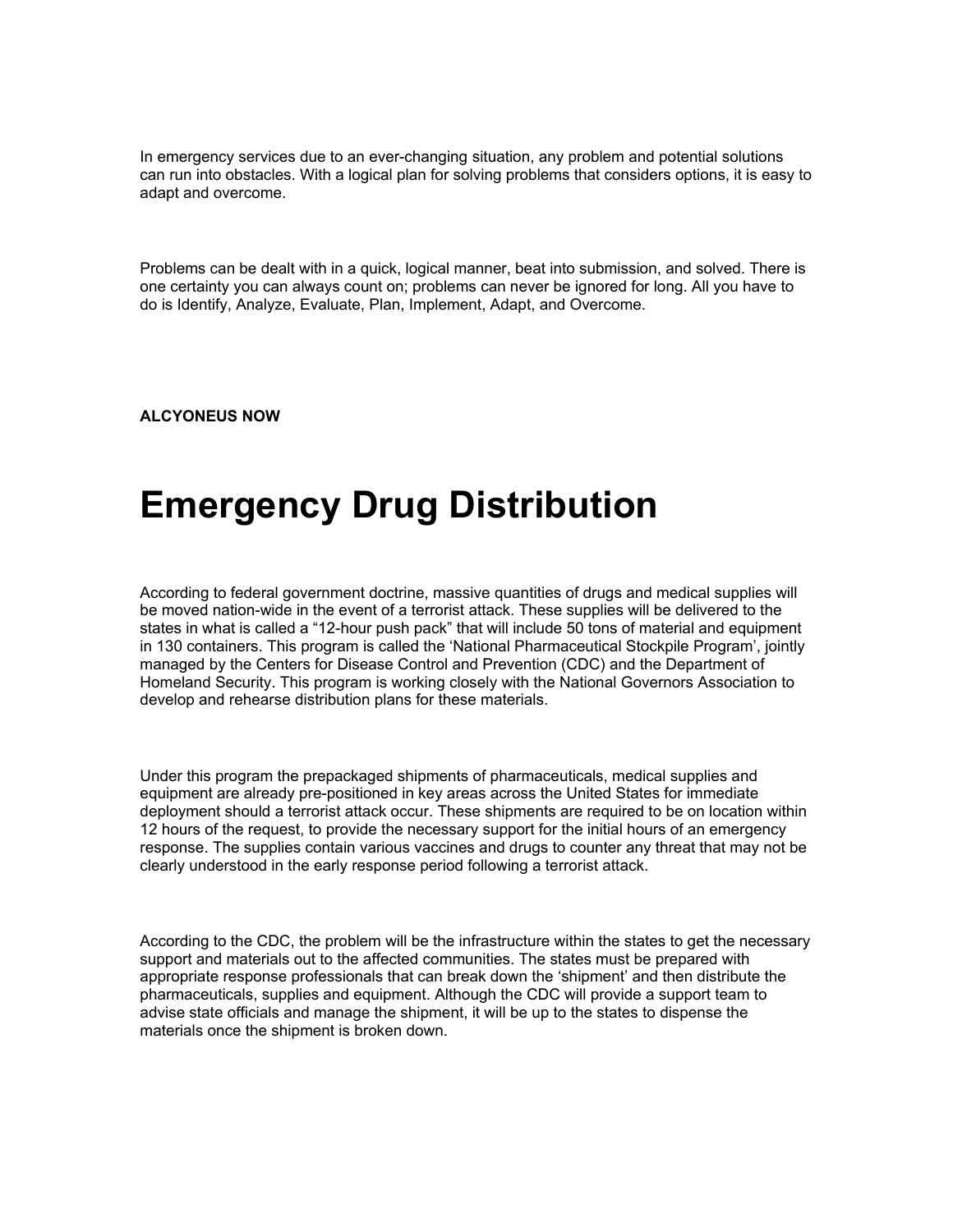In emergency services due to an ever-changing situation, any problem and potential solutions can run into obstacles. With a logical plan for solving problems that considers options, it is easy to adapt and overcome.

Problems can be dealt with in a quick, logical manner, beat into submission, and solved. There is one certainty you can always count on; problems can never be ignored for long. All you have to do is Identify, Analyze, Evaluate, Plan, Implement, Adapt, and Overcome.

**ALCYONEUS NOW**

# Emergency Drug Distribution

According to federal government doctrine, massive quantities of drugs and medical supplies will be moved nation-wide in the event of a terrorist attack. These supplies will be delivered to the states in what is called a "12-hour push pack" that will include 50 tons of material and equipment in 130 containers. This program is called the 'National Pharmaceutical Stockpile Program', jointly managed by the Centers for Disease Control and Prevention (CDC) and the Department of Homeland Security. This program is working closely with the National Governors Association to develop and rehearse distribution plans for these materials.

Under this program the prepackaged shipments of pharmaceuticals, medical supplies and equipment are already pre-positioned in key areas across the United States for immediate deployment should a terrorist attack occur. These shipments are required to be on location within 12 hours of the request, to provide the necessary support for the initial hours of an emergency response. The supplies contain various vaccines and drugs to counter any threat that may not be clearly understood in the early response period following a terrorist attack.

According to the CDC, the problem will be the infrastructure within the states to get the necessary support and materials out to the affected communities. The states must be prepared with appropriate response professionals that can break down the 'shipment' and then distribute the pharmaceuticals, supplies and equipment. Although the CDC will provide a support team to advise state officials and manage the shipment, it will be up to the states to dispense the materials once the shipment is broken down.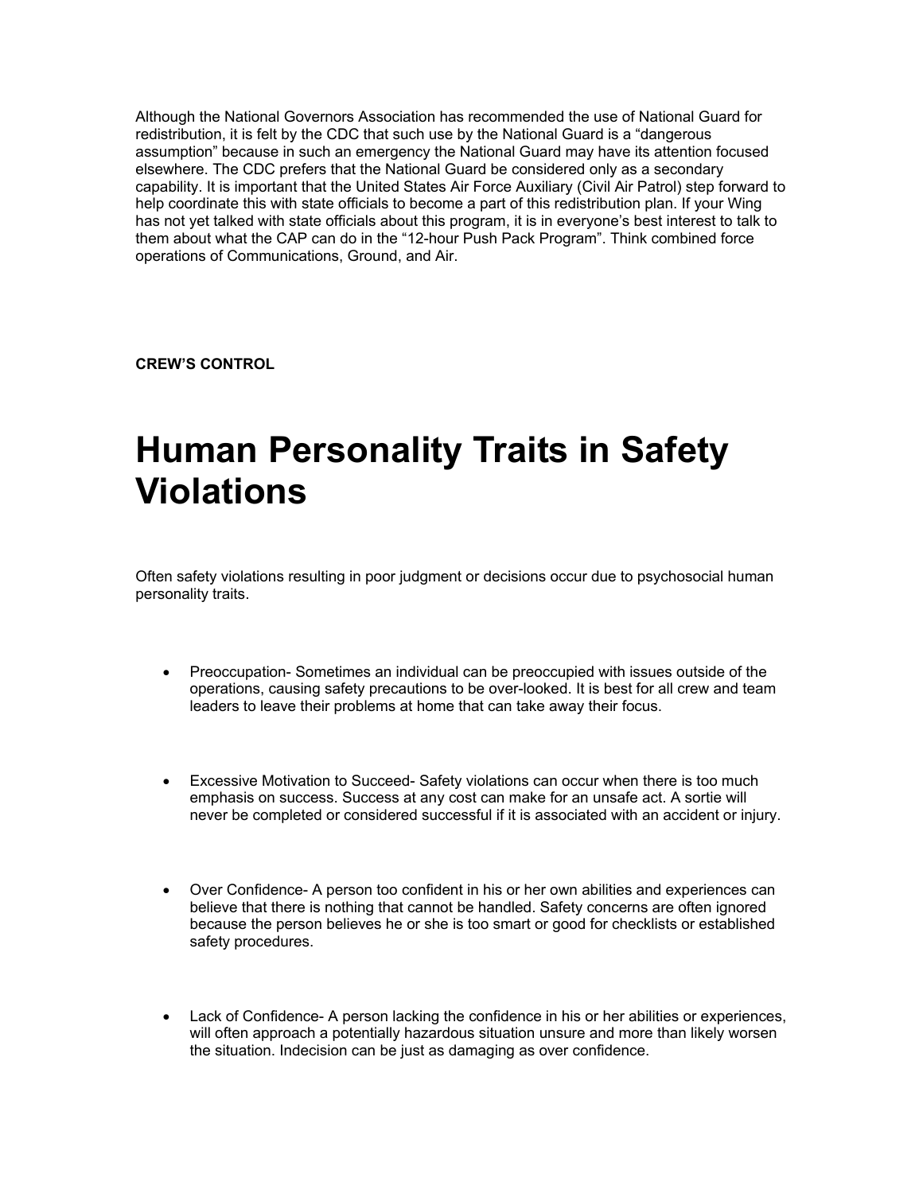Although the National Governors Association has recommended the use of National Guard for redistribution, it is felt by the CDC that such use by the National Guard is a “dangerous assumption” because in such an emergency the National Guard may have its attention focused elsewhere. The CDC prefers that the National Guard be considered only as a secondary capability. It is important that the United States Air Force Auxiliary (Civil Air Patrol) step forward to help coordinate this with state officials to become a part of this redistribution plan. If your Wing has not yet talked with state officials about this program, it is in everyone’s best interest to talk to them about what the CAP can do in the “12-hour Push Pack Program”. Think combined force operations of Communications, Ground, and Air.

**CREW’S CONTROL**

# Human Personality Traits in Safety Violations

Often safety violations resulting in poor judgment or decisions occur due to psychosocial human personality traits.

- Preoccupation- Sometimes an individual can be preoccupied with issues outside of the operations, causing safety precautions to be over-looked. It is best for all crew and team leaders to leave their problems at home that can take away their focus.

- Excessive Motivation to Succeed- Safety violations can occur when there is too much emphasis on success. Success at any cost can make for an unsafe act. A sortie will never be completed or considered successful if it is associated with an accident or injury.

- Over Confidence- A person too confident in his or her own abilities and experiences can believe that there is nothing that cannot be handled. Safety concerns are often ignored because the person believes he or she is too smart or good for checklists or established safety procedures.

- Lack of Confidence- A person lacking the confidence in his or her abilities or experiences, will often approach a potentially hazardous situation unsure and more than likely worsen the situation. Indecision can be just as damaging as over confidence.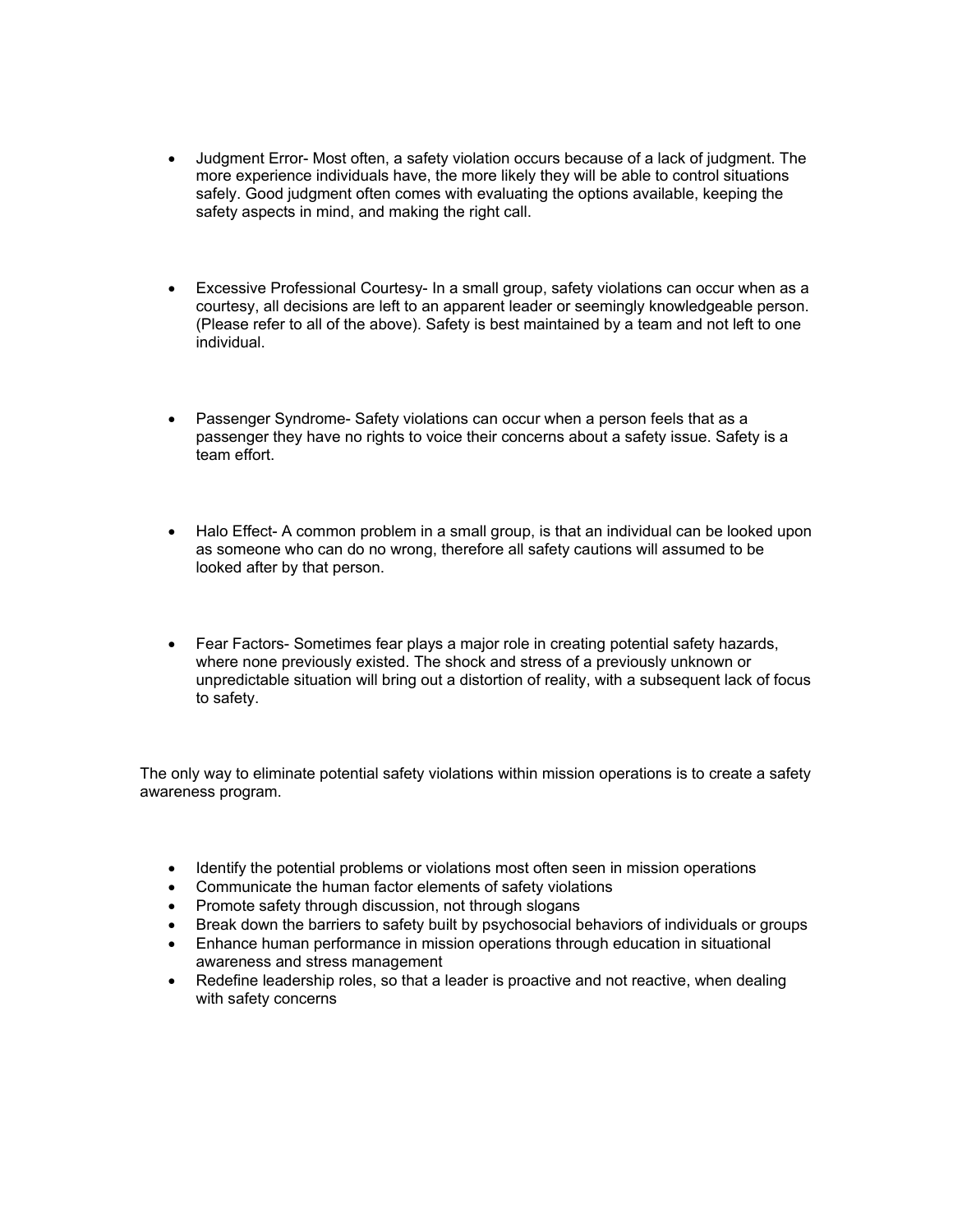- Judgment Error- Most often, a safety violation occurs because of a lack of judgment. The more experience individuals have, the more likely they will be able to control situations safely. Good judgment often comes with evaluating the options available, keeping the safety aspects in mind, and making the right call.

- Excessive Professional Courtesy- In a small group, safety violations can occur when as a courtesy, all decisions are left to an apparent leader or seemingly knowledgeable person. (Please refer to all of the above). Safety is best maintained by a team and not left to one individual.

- Passenger Syndrome- Safety violations can occur when a person feels that as a passenger they have no rights to voice their concerns about a safety issue. Safety is a team effort.

- Halo Effect- A common problem in a small group, is that an individual can be looked upon as someone who can do no wrong, therefore all safety cautions will assumed to be looked after by that person.

- Fear Factors- Sometimes fear plays a major role in creating potential safety hazards, where none previously existed. The shock and stress of a previously unknown or unpredictable situation will bring out a distortion of reality, with a subsequent lack of focus to safety.

The only way to eliminate potential safety violations within mission operations is to create a safety awareness program.

- Identify the potential problems or violations most often seen in mission operations
- Communicate the human factor elements of safety violations
- Promote safety through discussion, not through slogans
- Break down the barriers to safety built by psychosocial behaviors of individuals or groups
- Enhance human performance in mission operations through education in situational awareness and stress management
- Redefine leadership roles, so that a leader is proactive and not reactive, when dealing with safety concerns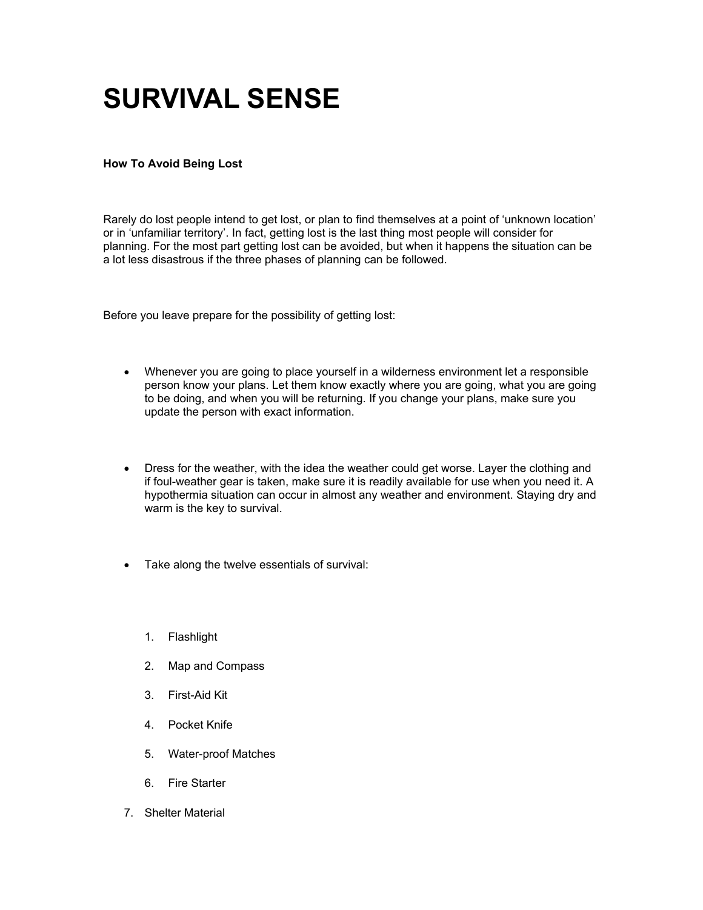# SURVIVAL SENSE

**How To Avoid Being Lost**

Rarely do lost people intend to get lost, or plan to find themselves at a point of 'unknown location' or in 'unfamiliar territory'. In fact, getting lost is the last thing most people will consider for planning. For the most part getting lost can be avoided, but when it happens the situation can be a lot less disastrous if the three phases of planning can be followed.

Before you leave prepare for the possibility of getting lost:

- Whenever you are going to place yourself in a wilderness environment let a responsible person know your plans. Let them know exactly where you are going, what you are going to be doing, and when you will be returning. If you change your plans, make sure you update the person with exact information.

- Dress for the weather, with the idea the weather could get worse. Layer the clothing and if foul-weather gear is taken, make sure it is readily available for use when you need it. A hypothermia situation can occur in almost any weather and environment. Staying dry and warm is the key to survival.

- Take along the twelve essentials of survival:

    1. Flashlight
    2. Map and Compass
    3. First-Aid Kit
    4. Pocket Knife
    5. Water-proof Matches
    6. Fire Starter
    7. Shelter Material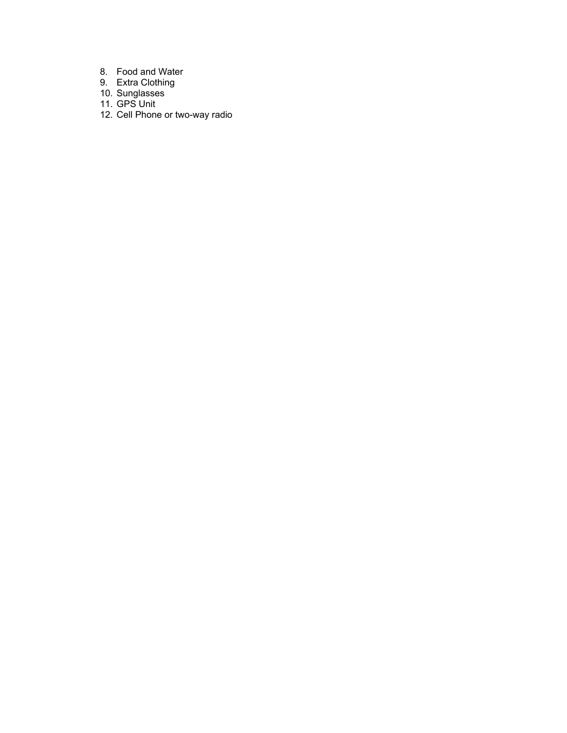8. Food and Water
9. Extra Clothing
10. Sunglasses
11. GPS Unit
12. Cell Phone or two-way radio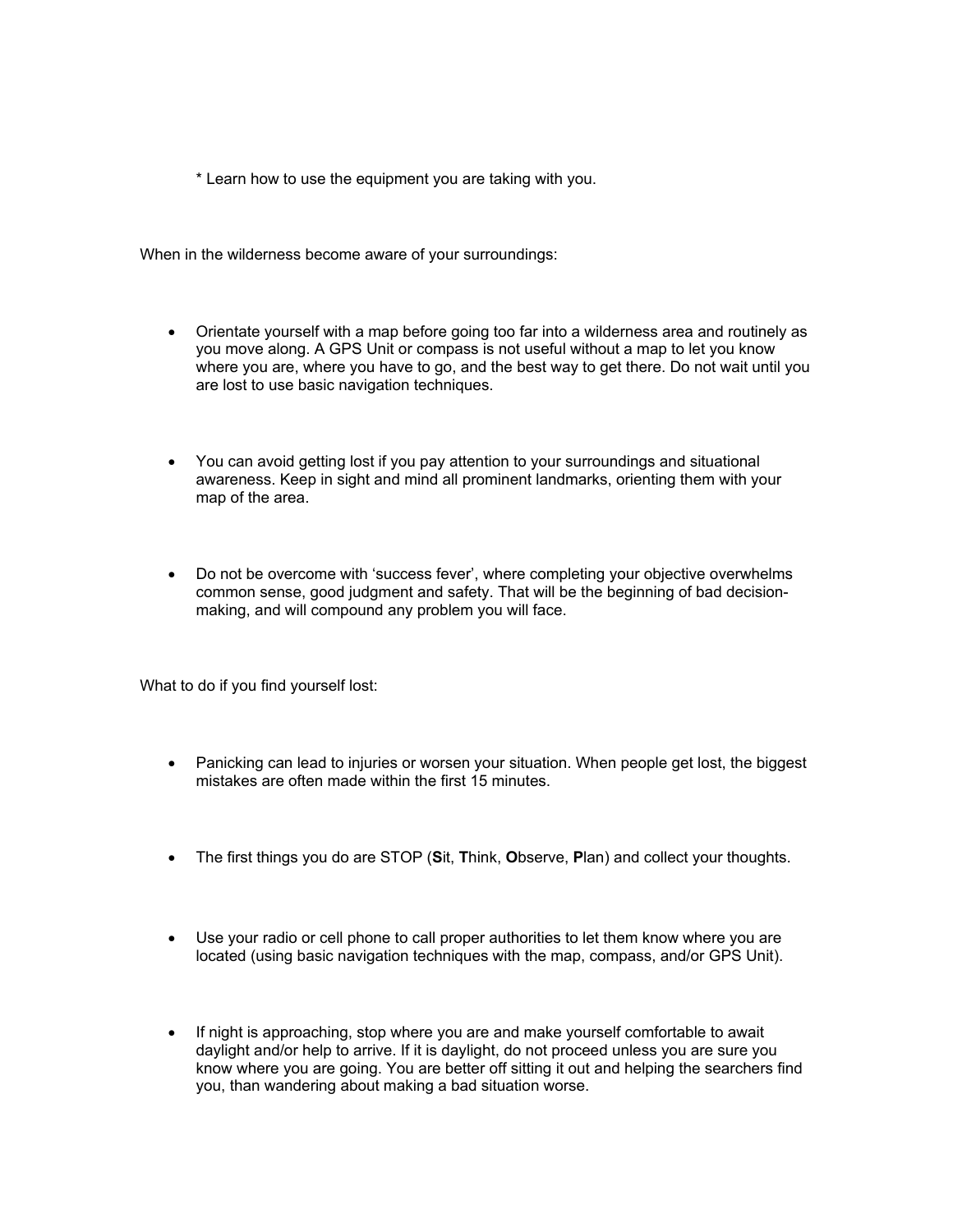* Learn how to use the equipment you are taking with you.

When in the wilderness become aware of your surroundings:

- Orientate yourself with a map before going too far into a wilderness area and routinely as you move along. A GPS Unit or compass is not useful without a map to let you know where you are, where you have to go, and the best way to get there. Do not wait until you are lost to use basic navigation techniques.

- You can avoid getting lost if you pay attention to your surroundings and situational awareness. Keep in sight and mind all prominent landmarks, orienting them with your map of the area.

- Do not be overcome with 'success fever', where completing your objective overwhelms common sense, good judgment and safety. That will be the beginning of bad decision-making, and will compound any problem you will face.

What to do if you find yourself lost:

- Panicking can lead to injuries or worsen your situation. When people get lost, the biggest mistakes are often made within the first 15 minutes.

- The first things you do are STOP (**S**it, **T**hink, **O**bserve, **P**lan) and collect your thoughts.

- Use your radio or cell phone to call proper authorities to let them know where you are located (using basic navigation techniques with the map, compass, and/or GPS Unit).

- If night is approaching, stop where you are and make yourself comfortable to await daylight and/or help to arrive. If it is daylight, do not proceed unless you are sure you know where you are going. You are better off sitting it out and helping the searchers find you, than wandering about making a bad situation worse.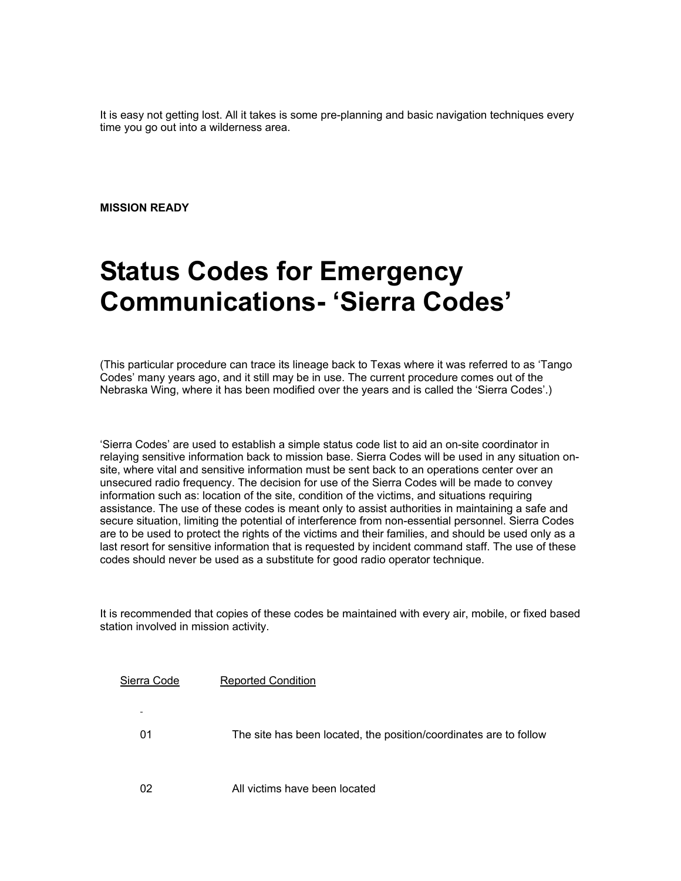It is easy not getting lost. All it takes is some pre-planning and basic navigation techniques every time you go out into a wilderness area.

**MISSION READY**

# Status Codes for Emergency Communications- 'Sierra Codes'

(This particular procedure can trace its lineage back to Texas where it was referred to as 'Tango Codes' many years ago, and it still may be in use. The current procedure comes out of the Nebraska Wing, where it has been modified over the years and is called the 'Sierra Codes'.)

'Sierra Codes' are used to establish a simple status code list to aid an on-site coordinator in relaying sensitive information back to mission base. Sierra Codes will be used in any situation on-site, where vital and sensitive information must be sent back to an operations center over an unsecured radio frequency. The decision for use of the Sierra Codes will be made to convey information such as: location of the site, condition of the victims, and situations requiring assistance. The use of these codes is meant only to assist authorities in maintaining a safe and secure situation, limiting the potential of interference from non-essential personnel. Sierra Codes are to be used to protect the rights of the victims and their families, and should be used only as a last resort for sensitive information that is requested by incident command staff. The use of these codes should never be used as a substitute for good radio operator technique.

It is recommended that copies of these codes be maintained with every air, mobile, or fixed based station involved in mission activity.

| Sierra Code | Reported Condition |
|---|---|
| 01 | The site has been located, the position/coordinates are to follow |
| 02 | All victims have been located |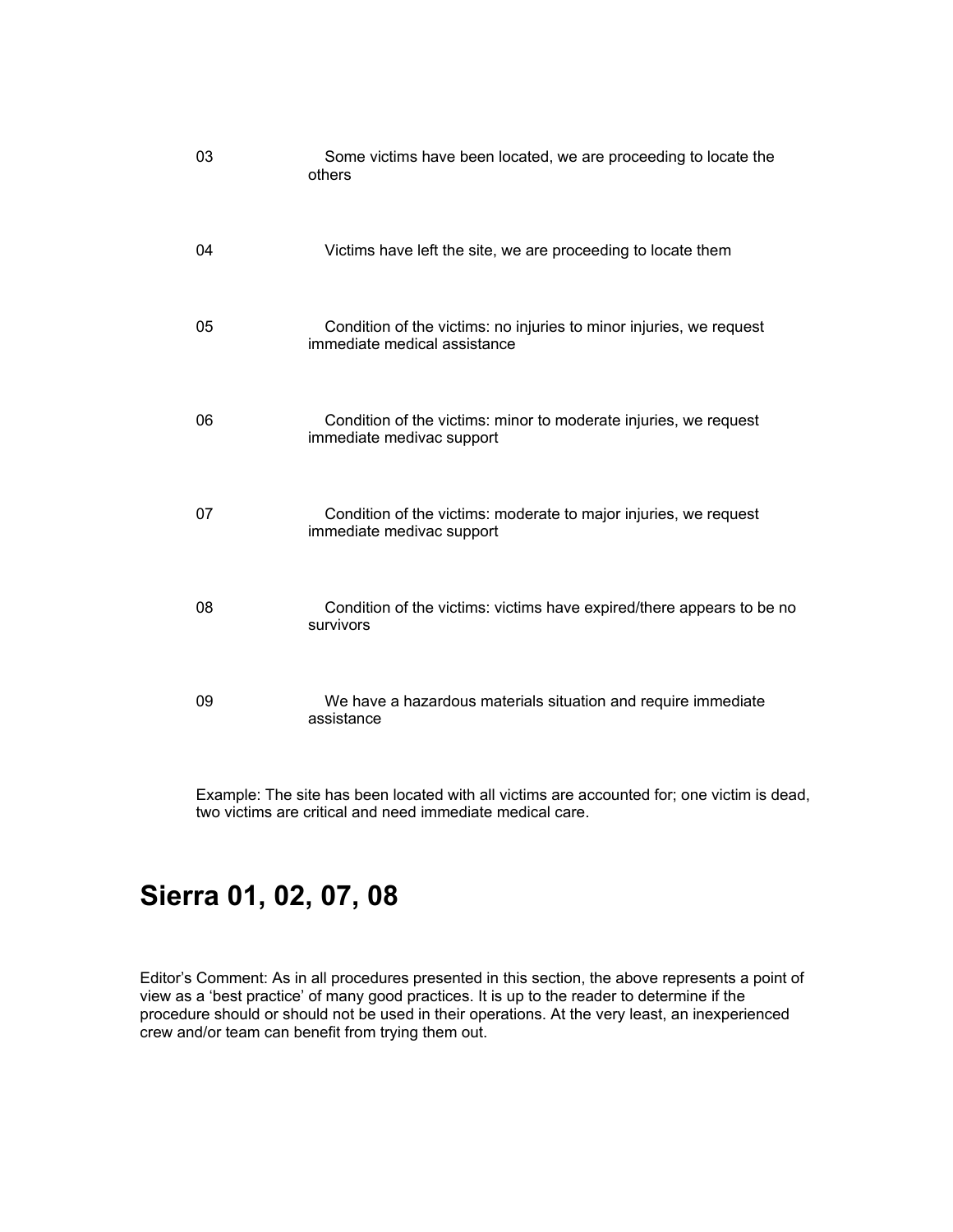| | |
|---|---|
| 03 | Some victims have been located, we are proceeding to locate the others |
| 04 | Victims have left the site, we are proceeding to locate them |
| 05 | Condition of the victims: no injuries to minor injuries, we request immediate medical assistance |
| 06 | Condition of the victims: minor to moderate injuries, we request immediate medivac support |
| 07 | Condition of the victims: moderate to major injuries, we request immediate medivac support |
| 08 | Condition of the victims: victims have expired/there appears to be no survivors |
| 09 | We have a hazardous materials situation and require immediate assistance |

Example: The site has been located with all victims are accounted for; one victim is dead, two victims are critical and need immediate medical care.

## Sierra 01, 02, 07, 08

Editor's Comment: As in all procedures presented in this section, the above represents a point of view as a 'best practice' of many good practices. It is up to the reader to determine if the procedure should or should not be used in their operations. At the very least, an inexperienced crew and/or team can benefit from trying them out.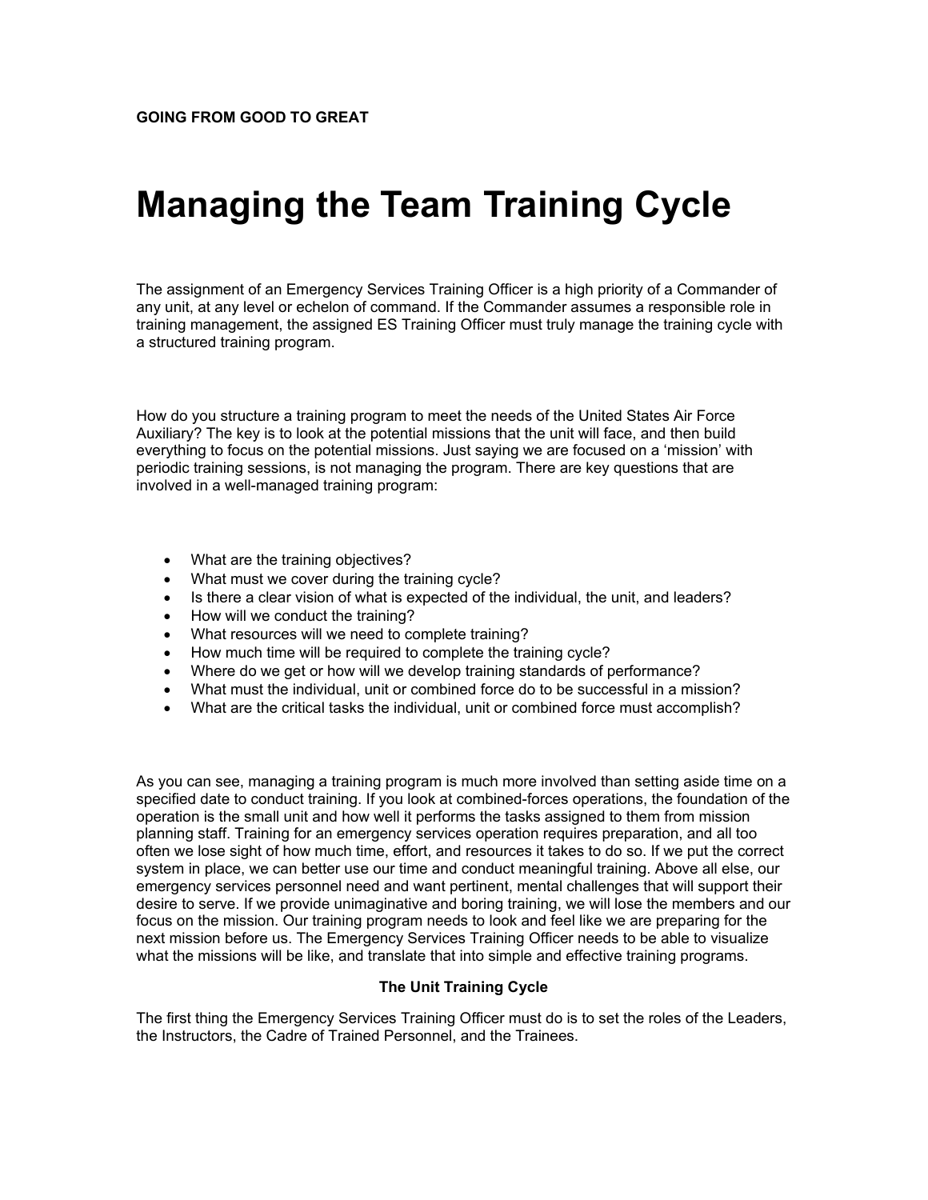**GOING FROM GOOD TO GREAT**

# Managing the Team Training Cycle

The assignment of an Emergency Services Training Officer is a high priority of a Commander of any unit, at any level or echelon of command. If the Commander assumes a responsible role in training management, the assigned ES Training Officer must truly manage the training cycle with a structured training program.

How do you structure a training program to meet the needs of the United States Air Force Auxiliary? The key is to look at the potential missions that the unit will face, and then build everything to focus on the potential missions. Just saying we are focused on a 'mission' with periodic training sessions, is not managing the program. There are key questions that are involved in a well-managed training program:

- What are the training objectives?
- What must we cover during the training cycle?
- Is there a clear vision of what is expected of the individual, the unit, and leaders?
- How will we conduct the training?
- What resources will we need to complete training?
- How much time will be required to complete the training cycle?
- Where do we get or how will we develop training standards of performance?
- What must the individual, unit or combined force do to be successful in a mission?
- What are the critical tasks the individual, unit or combined force must accomplish?

As you can see, managing a training program is much more involved than setting aside time on a specified date to conduct training. If you look at combined-forces operations, the foundation of the operation is the small unit and how well it performs the tasks assigned to them from mission planning staff. Training for an emergency services operation requires preparation, and all too often we lose sight of how much time, effort, and resources it takes to do so. If we put the correct system in place, we can better use our time and conduct meaningful training. Above all else, our emergency services personnel need and want pertinent, mental challenges that will support their desire to serve. If we provide unimaginative and boring training, we will lose the members and our focus on the mission. Our training program needs to look and feel like we are preparing for the next mission before us. The Emergency Services Training Officer needs to be able to visualize what the missions will be like, and translate that into simple and effective training programs.

### The Unit Training Cycle

The first thing the Emergency Services Training Officer must do is to set the roles of the Leaders, the Instructors, the Cadre of Trained Personnel, and the Trainees.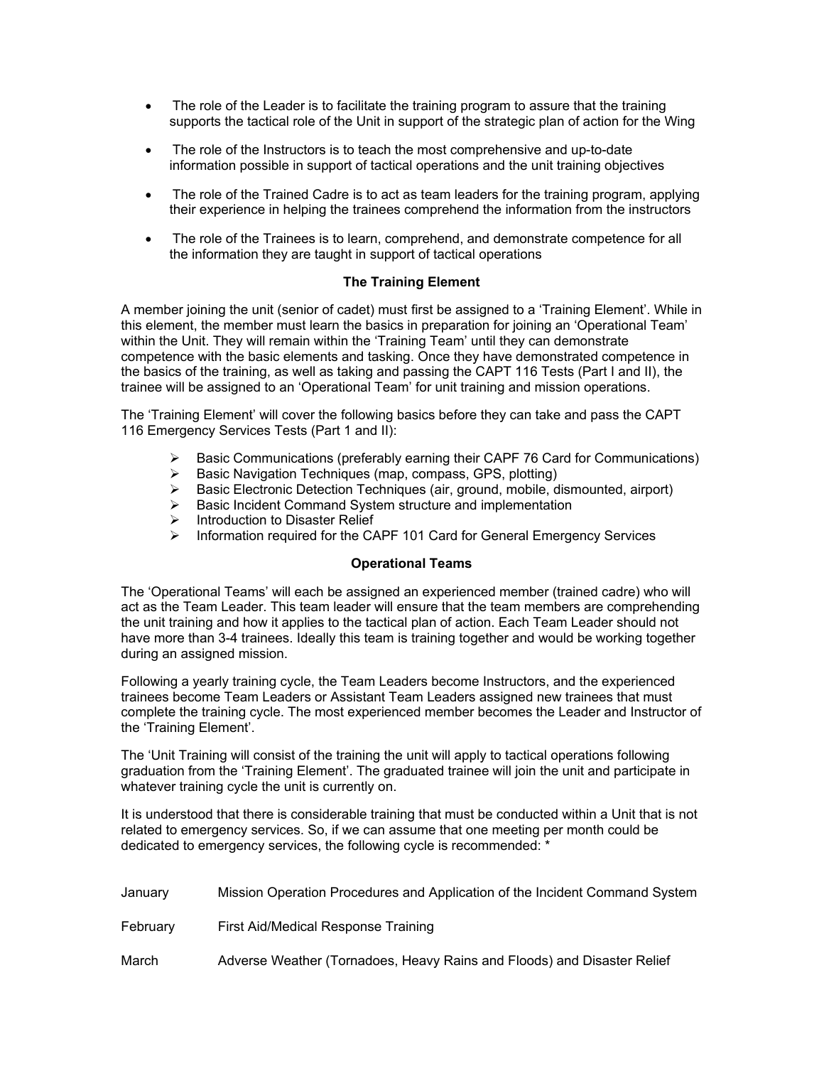- The role of the Leader is to facilitate the training program to assure that the training supports the tactical role of the Unit in support of the strategic plan of action for the Wing

- The role of the Instructors is to teach the most comprehensive and up-to-date information possible in support of tactical operations and the unit training objectives

- The role of the Trained Cadre is to act as team leaders for the training program, applying their experience in helping the trainees comprehend the information from the instructors

- The role of the Trainees is to learn, comprehend, and demonstrate competence for all the information they are taught in support of tactical operations

**The Training Element**

A member joining the unit (senior of cadet) must first be assigned to a 'Training Element'. While in this element, the member must learn the basics in preparation for joining an 'Operational Team' within the Unit. They will remain within the 'Training Team' until they can demonstrate competence with the basic elements and tasking. Once they have demonstrated competence in the basics of the training, as well as taking and passing the CAPT 116 Tests (Part I and II), the trainee will be assigned to an 'Operational Team' for unit training and mission operations.

The 'Training Element' will cover the following basics before they can take and pass the CAPT 116 Emergency Services Tests (Part 1 and II):

- Basic Communications (preferably earning their CAPF 76 Card for Communications)
- Basic Navigation Techniques (map, compass, GPS, plotting)
- Basic Electronic Detection Techniques (air, ground, mobile, dismounted, airport)
- Basic Incident Command System structure and implementation
- Introduction to Disaster Relief
- Information required for the CAPF 101 Card for General Emergency Services

**Operational Teams**

The 'Operational Teams' will each be assigned an experienced member (trained cadre) who will act as the Team Leader. This team leader will ensure that the team members are comprehending the unit training and how it applies to the tactical plan of action. Each Team Leader should not have more than 3-4 trainees. Ideally this team is training together and would be working together during an assigned mission.

Following a yearly training cycle, the Team Leaders become Instructors, and the experienced trainees become Team Leaders or Assistant Team Leaders assigned new trainees that must complete the training cycle. The most experienced member becomes the Leader and Instructor of the 'Training Element'.

The 'Unit Training will consist of the training the unit will apply to tactical operations following graduation from the 'Training Element'. The graduated trainee will join the unit and participate in whatever training cycle the unit is currently on.

It is understood that there is considerable training that must be conducted within a Unit that is not related to emergency services. So, if we can assume that one meeting per month could be dedicated to emergency services, the following cycle is recommended: *

| | |
|---|---|
| January | Mission Operation Procedures and Application of the Incident Command System |
| February | First Aid/Medical Response Training |
| March | Adverse Weather (Tornadoes, Heavy Rains and Floods) and Disaster Relief |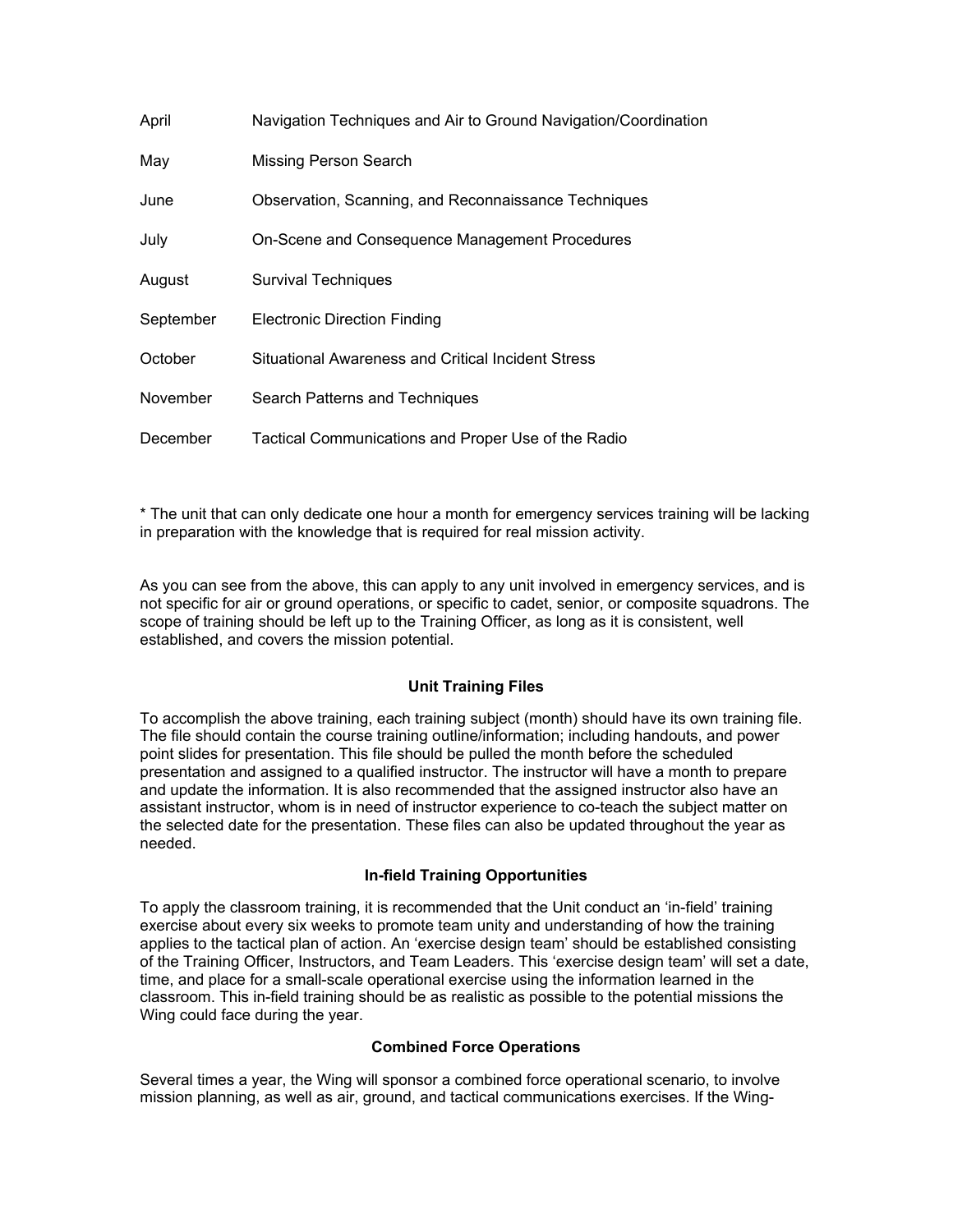| | |
|---|---|
| April | Navigation Techniques and Air to Ground Navigation/Coordination |
| May | Missing Person Search |
| June | Observation, Scanning, and Reconnaissance Techniques |
| July | On-Scene and Consequence Management Procedures |
| August | Survival Techniques |
| September | Electronic Direction Finding |
| October | Situational Awareness and Critical Incident Stress |
| November | Search Patterns and Techniques |
| December | Tactical Communications and Proper Use of the Radio |

* The unit that can only dedicate one hour a month for emergency services training will be lacking in preparation with the knowledge that is required for real mission activity.

As you can see from the above, this can apply to any unit involved in emergency services, and is not specific for air or ground operations, or specific to cadet, senior, or composite squadrons. The scope of training should be left up to the Training Officer, as long as it is consistent, well established, and covers the mission potential.

**Unit Training Files**

To accomplish the above training, each training subject (month) should have its own training file. The file should contain the course training outline/information; including handouts, and power point slides for presentation. This file should be pulled the month before the scheduled presentation and assigned to a qualified instructor. The instructor will have a month to prepare and update the information. It is also recommended that the assigned instructor also have an assistant instructor, whom is in need of instructor experience to co-teach the subject matter on the selected date for the presentation. These files can also be updated throughout the year as needed.

**In-field Training Opportunities**

To apply the classroom training, it is recommended that the Unit conduct an 'in-field' training exercise about every six weeks to promote team unity and understanding of how the training applies to the tactical plan of action. An 'exercise design team' should be established consisting of the Training Officer, Instructors, and Team Leaders. This 'exercise design team' will set a date, time, and place for a small-scale operational exercise using the information learned in the classroom. This in-field training should be as realistic as possible to the potential missions the Wing could face during the year.

**Combined Force Operations**

Several times a year, the Wing will sponsor a combined force operational scenario, to involve mission planning, as well as air, ground, and tactical communications exercises. If the Wing-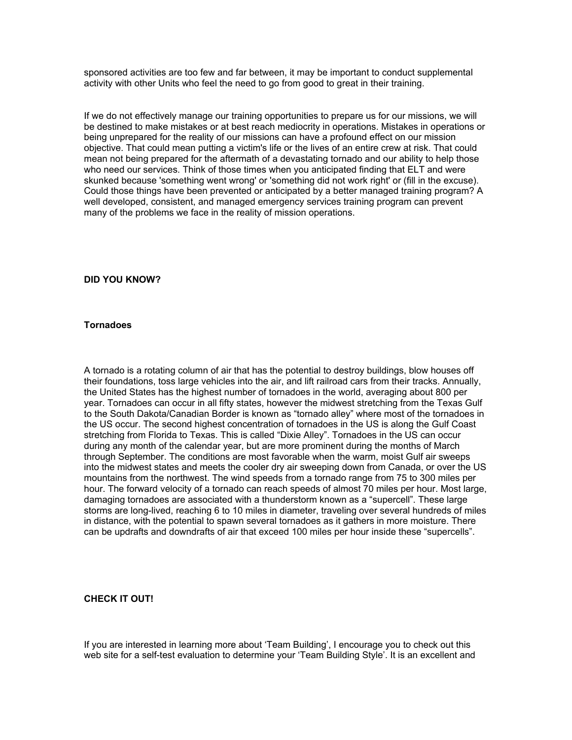sponsored activities are too few and far between, it may be important to conduct supplemental activity with other Units who feel the need to go from good to great in their training.

If we do not effectively manage our training opportunities to prepare us for our missions, we will be destined to make mistakes or at best reach mediocrity in operations. Mistakes in operations or being unprepared for the reality of our missions can have a profound effect on our mission objective. That could mean putting a victim's life or the lives of an entire crew at risk. That could mean not being prepared for the aftermath of a devastating tornado and our ability to help those who need our services. Think of those times when you anticipated finding that ELT and were skunked because 'something went wrong' or 'something did not work right' or (fill in the excuse). Could those things have been prevented or anticipated by a better managed training program? A well developed, consistent, and managed emergency services training program can prevent many of the problems we face in the reality of mission operations.

**DID YOU KNOW?**

**Tornadoes**

A tornado is a rotating column of air that has the potential to destroy buildings, blow houses off their foundations, toss large vehicles into the air, and lift railroad cars from their tracks. Annually, the United States has the highest number of tornadoes in the world, averaging about 800 per year. Tornadoes can occur in all fifty states, however the midwest stretching from the Texas Gulf to the South Dakota/Canadian Border is known as “tornado alley” where most of the tornadoes in the US occur. The second highest concentration of tornadoes in the US is along the Gulf Coast stretching from Florida to Texas. This is called “Dixie Alley”. Tornadoes in the US can occur during any month of the calendar year, but are more prominent during the months of March through September. The conditions are most favorable when the warm, moist Gulf air sweeps into the midwest states and meets the cooler dry air sweeping down from Canada, or over the US mountains from the northwest. The wind speeds from a tornado range from 75 to 300 miles per hour. The forward velocity of a tornado can reach speeds of almost 70 miles per hour. Most large, damaging tornadoes are associated with a thunderstorm known as a “supercell”. These large storms are long-lived, reaching 6 to 10 miles in diameter, traveling over several hundreds of miles in distance, with the potential to spawn several tornadoes as it gathers in more moisture. There can be updrafts and downdrafts of air that exceed 100 miles per hour inside these “supercells”.

**CHECK IT OUT!**

If you are interested in learning more about ‘Team Building’, I encourage you to check out this web site for a self-test evaluation to determine your ‘Team Building Style’. It is an excellent and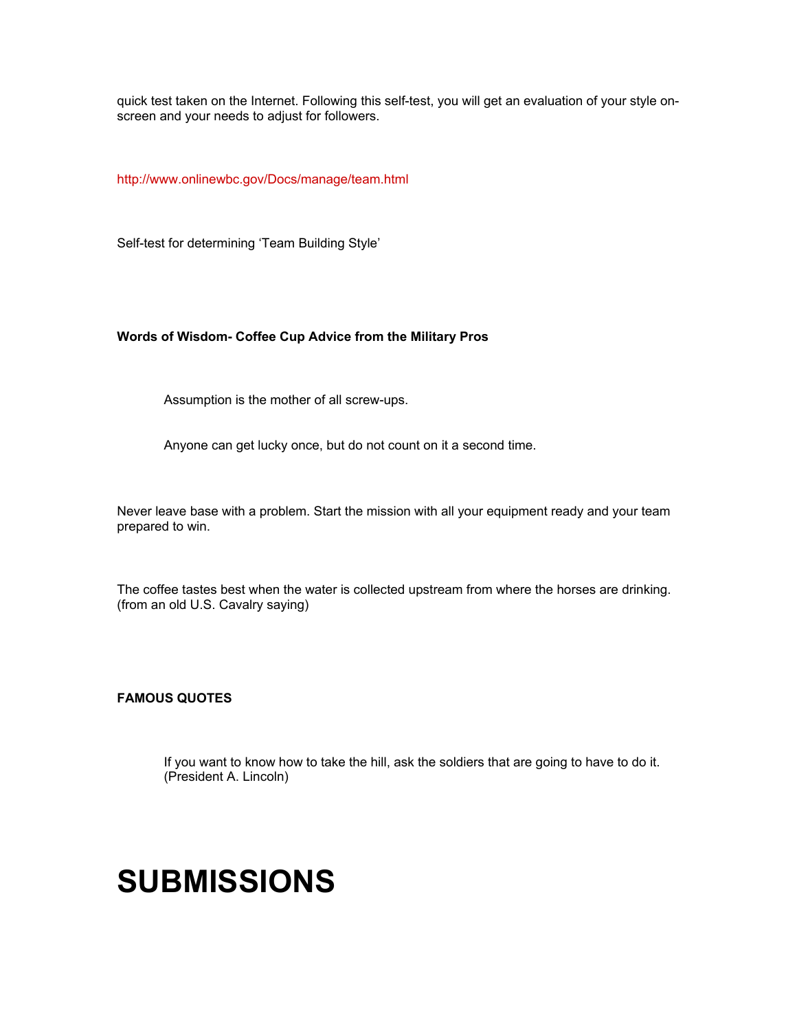quick test taken on the Internet. Following this self-test, you will get an evaluation of your style on-screen and your needs to adjust for followers.

http://www.onlinewbc.gov/Docs/manage/team.html

Self-test for determining 'Team Building Style'

**Words of Wisdom- Coffee Cup Advice from the Military Pros**

> Assumption is the mother of all screw-ups.
>
> Anyone can get lucky once, but do not count on it a second time.

Never leave base with a problem. Start the mission with all your equipment ready and your team prepared to win.

The coffee tastes best when the water is collected upstream from where the horses are drinking. (from an old U.S. Cavalry saying)

**FAMOUS QUOTES**

> If you want to know how to take the hill, ask the soldiers that are going to have to do it. (President A. Lincoln)

# SUBMISSIONS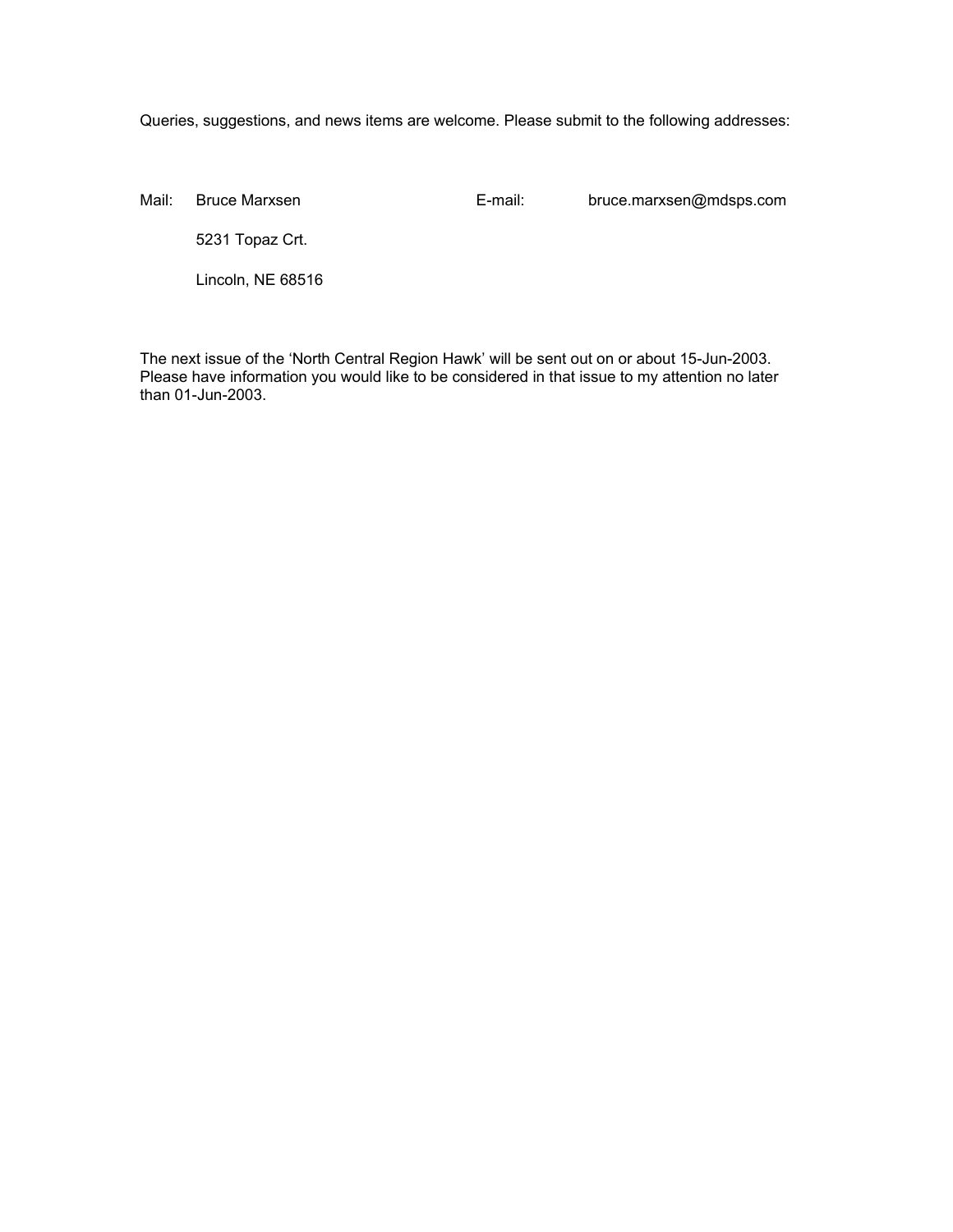Queries, suggestions, and news items are welcome. Please submit to the following addresses:

| | | | |
|---|---|---|---|
| Mail: | Bruce Marxsen | E-mail: | bruce.marxsen@mdsps.com |
| | 5231 Topaz Crt. | | |
| | Lincoln, NE 68516 | | |

The next issue of the 'North Central Region Hawk' will be sent out on or about 15-Jun-2003. Please have information you would like to be considered in that issue to my attention no later than 01-Jun-2003.